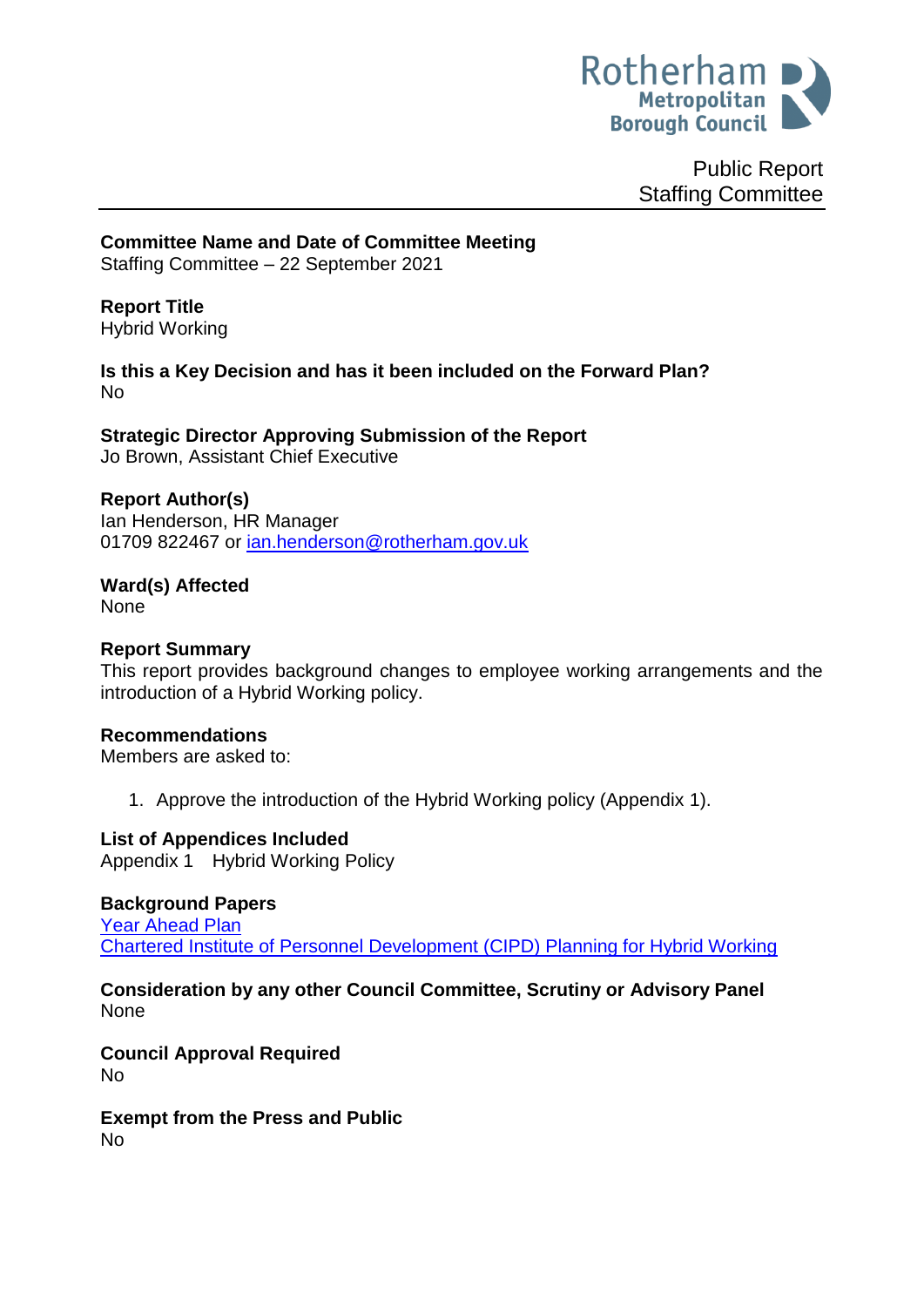Rotherham Metropolitan Borough Council

Public Report
Staffing Committee

**Committee Name and Date of Committee Meeting**
Staffing Committee – 22 September 2021

**Report Title**
Hybrid Working

**Is this a Key Decision and has it been included on the Forward Plan?**
No

**Strategic Director Approving Submission of the Report**
Jo Brown, Assistant Chief Executive

**Report Author(s)**
Ian Henderson, HR Manager
01709 822467 or ian.henderson@rotherham.gov.uk

**Ward(s) Affected**
None

**Report Summary**
This report provides background changes to employee working arrangements and the introduction of a Hybrid Working policy.

**Recommendations**
Members are asked to:

1. Approve the introduction of the Hybrid Working policy (Appendix 1).

**List of Appendices Included**
Appendix 1 Hybrid Working Policy

**Background Papers**
Year Ahead Plan
Chartered Institute of Personnel Development (CIPD) Planning for Hybrid Working

**Consideration by any other Council Committee, Scrutiny or Advisory Panel**
None

**Council Approval Required**
No

**Exempt from the Press and Public**
No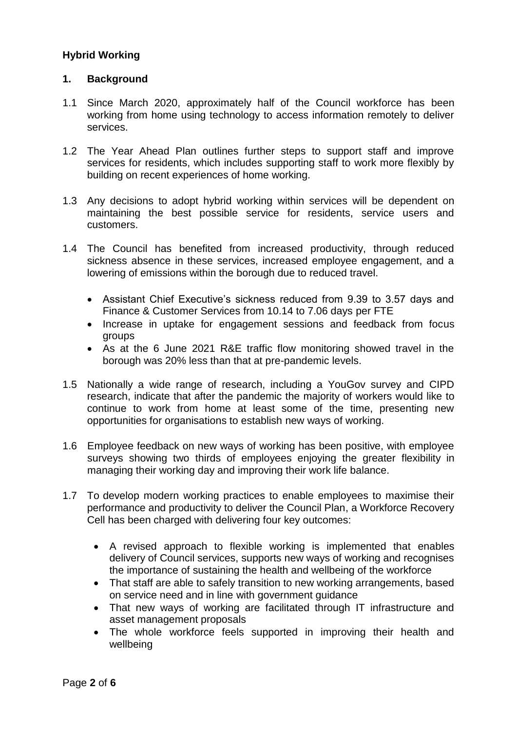**Hybrid Working**

**1. Background**

1.1 Since March 2020, approximately half of the Council workforce has been working from home using technology to access information remotely to deliver services.

1.2 The Year Ahead Plan outlines further steps to support staff and improve services for residents, which includes supporting staff to work more flexibly by building on recent experiences of home working.

1.3 Any decisions to adopt hybrid working within services will be dependent on maintaining the best possible service for residents, service users and customers.

1.4 The Council has benefited from increased productivity, through reduced sickness absence in these services, increased employee engagement, and a lowering of emissions within the borough due to reduced travel.

- Assistant Chief Executive's sickness reduced from 9.39 to 3.57 days and Finance & Customer Services from 10.14 to 7.06 days per FTE
- Increase in uptake for engagement sessions and feedback from focus groups
- As at the 6 June 2021 R&E traffic flow monitoring showed travel in the borough was 20% less than that at pre-pandemic levels.

1.5 Nationally a wide range of research, including a YouGov survey and CIPD research, indicate that after the pandemic the majority of workers would like to continue to work from home at least some of the time, presenting new opportunities for organisations to establish new ways of working.

1.6 Employee feedback on new ways of working has been positive, with employee surveys showing two thirds of employees enjoying the greater flexibility in managing their working day and improving their work life balance.

1.7 To develop modern working practices to enable employees to maximise their performance and productivity to deliver the Council Plan, a Workforce Recovery Cell has been charged with delivering four key outcomes:

- A revised approach to flexible working is implemented that enables delivery of Council services, supports new ways of working and recognises the importance of sustaining the health and wellbeing of the workforce
- That staff are able to safely transition to new working arrangements, based on service need and in line with government guidance
- That new ways of working are facilitated through IT infrastructure and asset management proposals
- The whole workforce feels supported in improving their health and wellbeing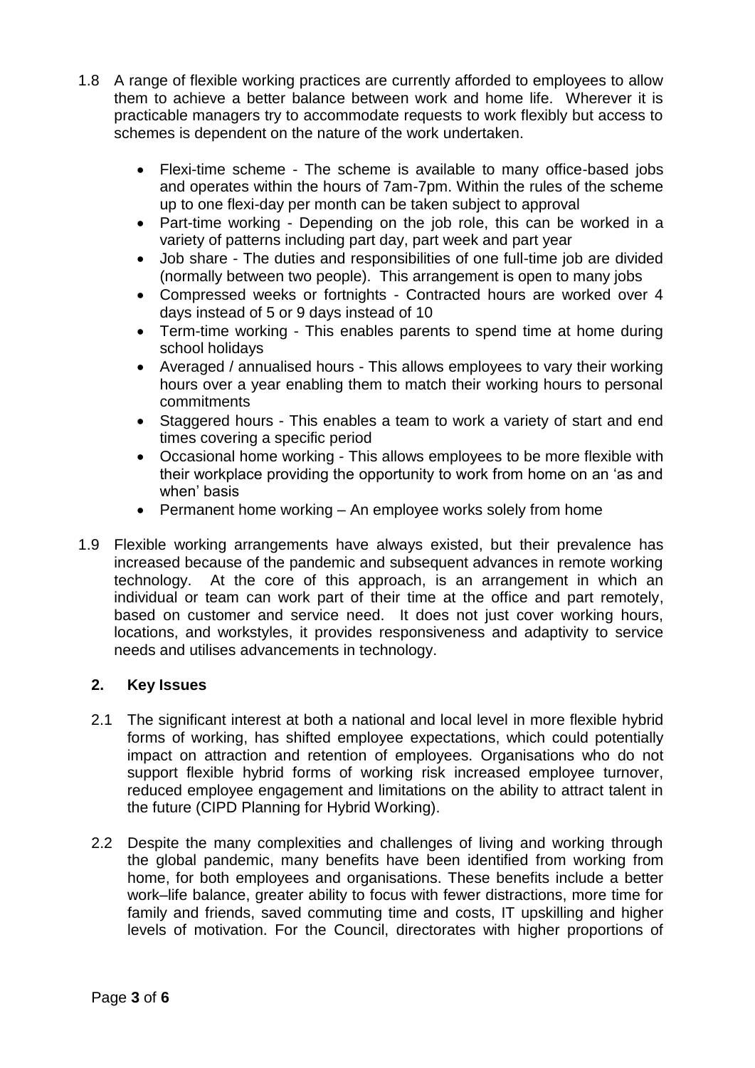1.8 A range of flexible working practices are currently afforded to employees to allow them to achieve a better balance between work and home life. Wherever it is practicable managers try to accommodate requests to work flexibly but access to schemes is dependent on the nature of the work undertaken.

- Flexi-time scheme - The scheme is available to many office-based jobs and operates within the hours of 7am-7pm. Within the rules of the scheme up to one flexi-day per month can be taken subject to approval
- Part-time working - Depending on the job role, this can be worked in a variety of patterns including part day, part week and part year
- Job share - The duties and responsibilities of one full-time job are divided (normally between two people). This arrangement is open to many jobs
- Compressed weeks or fortnights - Contracted hours are worked over 4 days instead of 5 or 9 days instead of 10
- Term-time working - This enables parents to spend time at home during school holidays
- Averaged / annualised hours - This allows employees to vary their working hours over a year enabling them to match their working hours to personal commitments
- Staggered hours - This enables a team to work a variety of start and end times covering a specific period
- Occasional home working - This allows employees to be more flexible with their workplace providing the opportunity to work from home on an 'as and when' basis
- Permanent home working – An employee works solely from home

1.9 Flexible working arrangements have always existed, but their prevalence has increased because of the pandemic and subsequent advances in remote working technology. At the core of this approach, is an arrangement in which an individual or team can work part of their time at the office and part remotely, based on customer and service need. It does not just cover working hours, locations, and workstyles, it provides responsiveness and adaptivity to service needs and utilises advancements in technology.

## 2. Key Issues

2.1 The significant interest at both a national and local level in more flexible hybrid forms of working, has shifted employee expectations, which could potentially impact on attraction and retention of employees. Organisations who do not support flexible hybrid forms of working risk increased employee turnover, reduced employee engagement and limitations on the ability to attract talent in the future (CIPD Planning for Hybrid Working).

2.2 Despite the many complexities and challenges of living and working through the global pandemic, many benefits have been identified from working from home, for both employees and organisations. These benefits include a better work–life balance, greater ability to focus with fewer distractions, more time for family and friends, saved commuting time and costs, IT upskilling and higher levels of motivation. For the Council, directorates with higher proportions of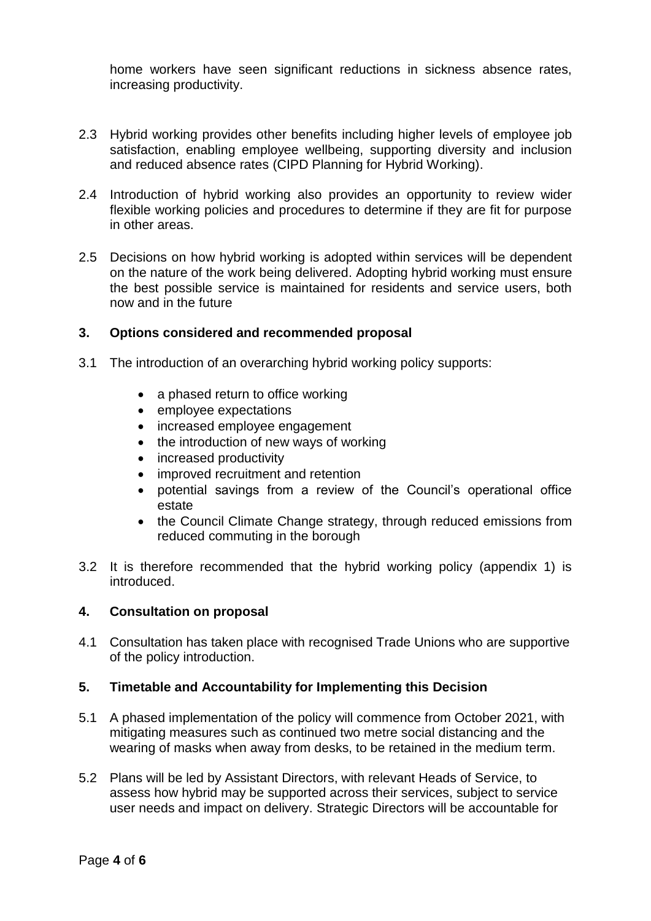home workers have seen significant reductions in sickness absence rates, increasing productivity.

2.3 Hybrid working provides other benefits including higher levels of employee job satisfaction, enabling employee wellbeing, supporting diversity and inclusion and reduced absence rates (CIPD Planning for Hybrid Working).

2.4 Introduction of hybrid working also provides an opportunity to review wider flexible working policies and procedures to determine if they are fit for purpose in other areas.

2.5 Decisions on how hybrid working is adopted within services will be dependent on the nature of the work being delivered. Adopting hybrid working must ensure the best possible service is maintained for residents and service users, both now and in the future

## 3. Options considered and recommended proposal

3.1 The introduction of an overarching hybrid working policy supports:

- a phased return to office working
- employee expectations
- increased employee engagement
- the introduction of new ways of working
- increased productivity
- improved recruitment and retention
- potential savings from a review of the Council's operational office estate
- the Council Climate Change strategy, through reduced emissions from reduced commuting in the borough

3.2 It is therefore recommended that the hybrid working policy (appendix 1) is introduced.

## 4. Consultation on proposal

4.1 Consultation has taken place with recognised Trade Unions who are supportive of the policy introduction.

## 5. Timetable and Accountability for Implementing this Decision

5.1 A phased implementation of the policy will commence from October 2021, with mitigating measures such as continued two metre social distancing and the wearing of masks when away from desks, to be retained in the medium term.

5.2 Plans will be led by Assistant Directors, with relevant Heads of Service, to assess how hybrid may be supported across their services, subject to service user needs and impact on delivery. Strategic Directors will be accountable for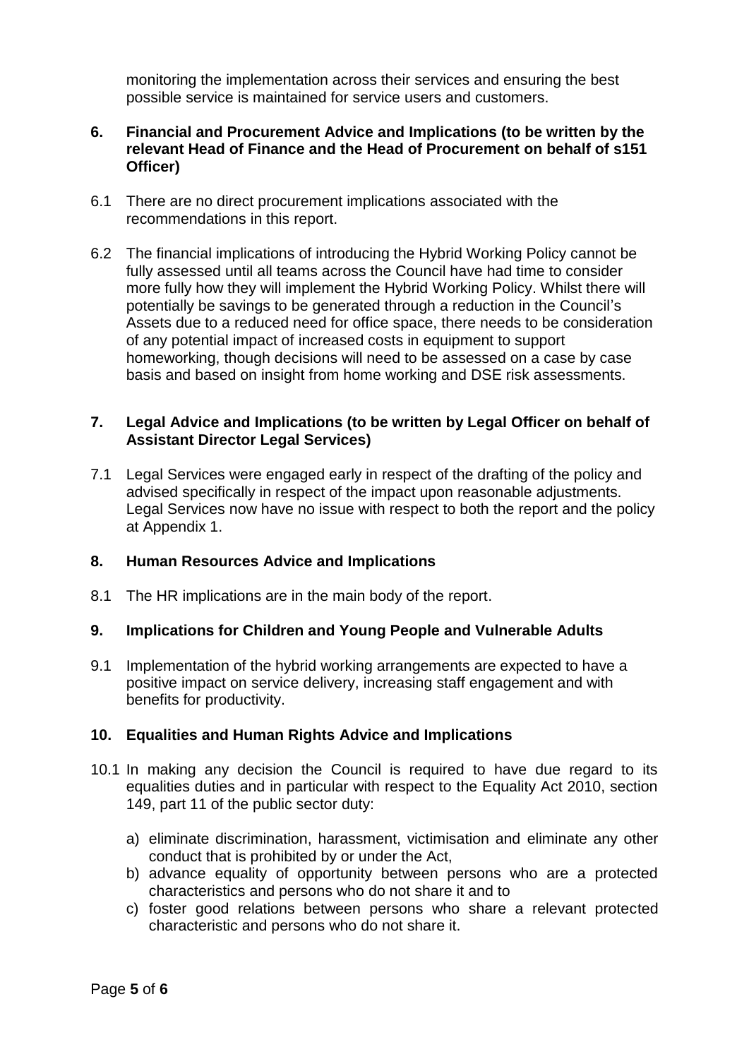monitoring the implementation across their services and ensuring the best possible service is maintained for service users and customers.

## 6. Financial and Procurement Advice and Implications (to be written by the relevant Head of Finance and the Head of Procurement on behalf of s151 Officer)

6.1 There are no direct procurement implications associated with the recommendations in this report.

6.2 The financial implications of introducing the Hybrid Working Policy cannot be fully assessed until all teams across the Council have had time to consider more fully how they will implement the Hybrid Working Policy. Whilst there will potentially be savings to be generated through a reduction in the Council's Assets due to a reduced need for office space, there needs to be consideration of any potential impact of increased costs in equipment to support homeworking, though decisions will need to be assessed on a case by case basis and based on insight from home working and DSE risk assessments.

## 7. Legal Advice and Implications (to be written by Legal Officer on behalf of Assistant Director Legal Services)

7.1 Legal Services were engaged early in respect of the drafting of the policy and advised specifically in respect of the impact upon reasonable adjustments. Legal Services now have no issue with respect to both the report and the policy at Appendix 1.

## 8. Human Resources Advice and Implications

8.1 The HR implications are in the main body of the report.

## 9. Implications for Children and Young People and Vulnerable Adults

9.1 Implementation of the hybrid working arrangements are expected to have a positive impact on service delivery, increasing staff engagement and with benefits for productivity.

## 10. Equalities and Human Rights Advice and Implications

10.1 In making any decision the Council is required to have due regard to its equalities duties and in particular with respect to the Equality Act 2010, section 149, part 11 of the public sector duty:

a) eliminate discrimination, harassment, victimisation and eliminate any other conduct that is prohibited by or under the Act,
b) advance equality of opportunity between persons who are a protected characteristics and persons who do not share it and to
c) foster good relations between persons who share a relevant protected characteristic and persons who do not share it.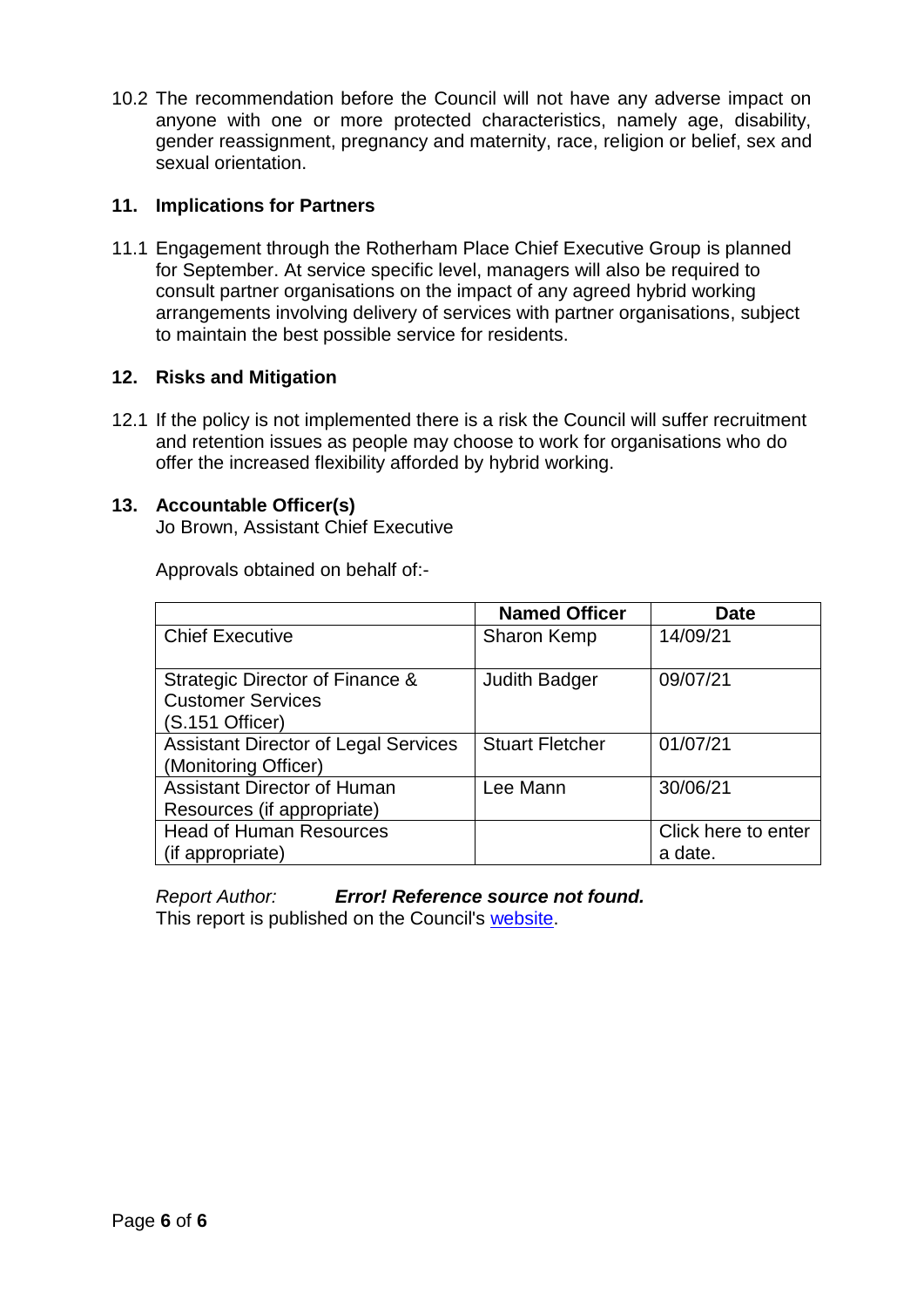10.2 The recommendation before the Council will not have any adverse impact on anyone with one or more protected characteristics, namely age, disability, gender reassignment, pregnancy and maternity, race, religion or belief, sex and sexual orientation.

## 11. Implications for Partners

11.1 Engagement through the Rotherham Place Chief Executive Group is planned for September. At service specific level, managers will also be required to consult partner organisations on the impact of any agreed hybrid working arrangements involving delivery of services with partner organisations, subject to maintain the best possible service for residents.

## 12. Risks and Mitigation

12.1 If the policy is not implemented there is a risk the Council will suffer recruitment and retention issues as people may choose to work for organisations who do offer the increased flexibility afforded by hybrid working.

## 13. Accountable Officer(s)

Jo Brown, Assistant Chief Executive

Approvals obtained on behalf of:-

| | Named Officer | Date |
|---|---|---|
| Chief Executive | Sharon Kemp | 14/09/21 |
| Strategic Director of Finance & Customer Services (S.151 Officer) | Judith Badger | 09/07/21 |
| Assistant Director of Legal Services (Monitoring Officer) | Stuart Fletcher | 01/07/21 |
| Assistant Director of Human Resources (if appropriate) | Lee Mann | 30/06/21 |
| Head of Human Resources (if appropriate) | | Click here to enter a date. |

*Report Author:* ***Error! Reference source not found.***

This report is published on the Council's website.